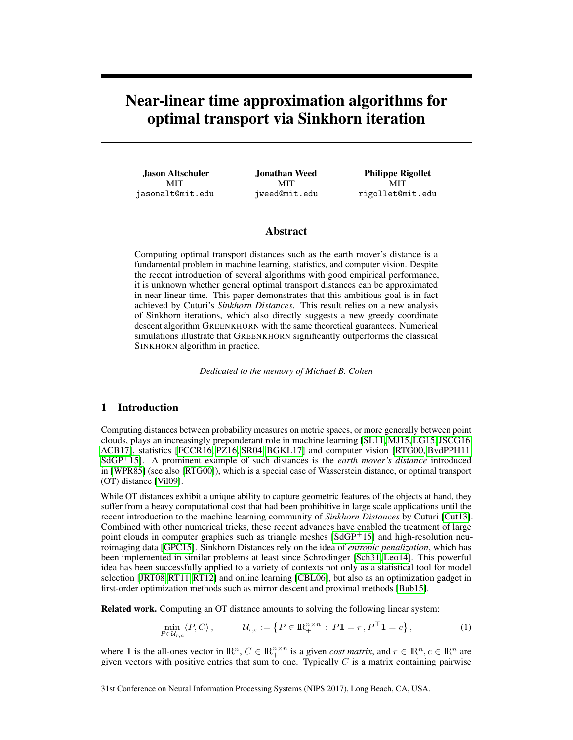# Near-linear time approximation algorithms for optimal transport via Sinkhorn iteration

**Jason Altschuler**
MIT
jasonalt@mit.edu

**Jonathan Weed**
MIT
jweed@mit.edu

**Philippe Rigollet**
MIT
rigollet@mit.edu

## Abstract

Computing optimal transport distances such as the earth mover's distance is a fundamental problem in machine learning, statistics, and computer vision. Despite the recent introduction of several algorithms with good empirical performance, it is unknown whether general optimal transport distances can be approximated in near-linear time. This paper demonstrates that this ambitious goal is in fact achieved by Cuturi's *Sinkhorn Distances*. This result relies on a new analysis of Sinkhorn iterations, which also directly suggests a new greedy coordinate descent algorithm GREENKHORN with the same theoretical guarantees. Numerical simulations illustrate that GREENKHORN significantly outperforms the classical SINKHORN algorithm in practice.

*Dedicated to the memory of Michael B. Cohen*

## 1 Introduction

Computing distances between probability measures on metric spaces, or more generally between point clouds, plays an increasingly preponderant role in machine learning [SL11, MJ15, LG15, JSCG16, ACB17], statistics [FCCR16, PZ16, SR04, BGKL17] and computer vision [RTG00, BvdPPH11, SdGP+15]. A prominent example of such distances is the *earth mover's distance* introduced in [WPR85] (see also [RTG00]), which is a special case of Wasserstein distance, or optimal transport (OT) distance [Vil09].

While OT distances exhibit a unique ability to capture geometric features of the objects at hand, they suffer from a heavy computational cost that had been prohibitive in large scale applications until the recent introduction to the machine learning community of *Sinkhorn Distances* by Cuturi [Cut13]. Combined with other numerical tricks, these recent advances have enabled the treatment of large point clouds in computer graphics such as triangle meshes [SdGP+15] and high-resolution neuroimaging data [GPC15]. Sinkhorn Distances rely on the idea of *entropic penalization*, which has been implemented in similar problems at least since Schrödinger [Sch31, Leo14]. This powerful idea has been successfully applied to a variety of contexts not only as a statistical tool for model selection [JRT08, RT11, RT12] and online learning [CBL06], but also as an optimization gadget in first-order optimization methods such as mirror descent and proximal methods [Bub15].

**Related work.** Computing an OT distance amounts to solving the following linear system:

$$\min_{P \in \mathcal{U}_{r,c}} \langle P, C \rangle \,, \qquad \mathcal{U}_{r,c} := \left\{ P \in \mathbb{R}_+^{n \times n} \,:\, P\mathbf{1} = r \,, P^\top \mathbf{1} = c \right\}, \tag{1}$$

where $\mathbf{1}$ is the all-ones vector in $\mathbb{R}^n$, $C \in \mathbb{R}_+^{n \times n}$ is a given *cost matrix*, and $r \in \mathbb{R}^n, c \in \mathbb{R}^n$ are given vectors with positive entries that sum to one. Typically $C$ is a matrix containing pairwise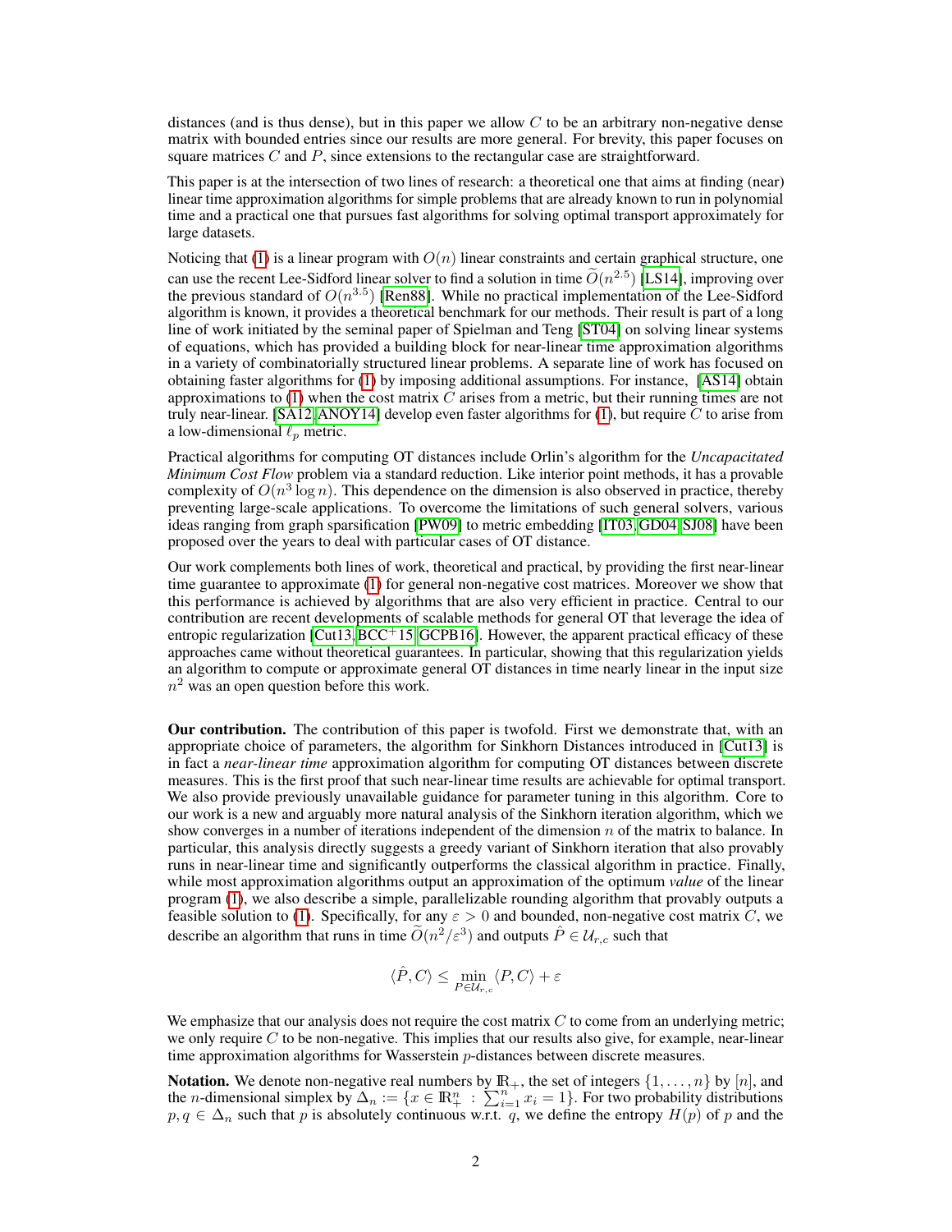distances (and is thus dense), but in this paper we allow $C$ to be an arbitrary non-negative dense matrix with bounded entries since our results are more general. For brevity, this paper focuses on square matrices $C$ and $P$, since extensions to the rectangular case are straightforward.

This paper is at the intersection of two lines of research: a theoretical one that aims at finding (near) linear time approximation algorithms for simple problems that are already known to run in polynomial time and a practical one that pursues fast algorithms for solving optimal transport approximately for large datasets.

Noticing that (1) is a linear program with $O(n)$ linear constraints and certain graphical structure, one can use the recent Lee-Sidford linear solver to find a solution in time $\widetilde{O}(n^{2.5})$ [LS14], improving over the previous standard of $O(n^{3.5})$ [Ren88]. While no practical implementation of the Lee-Sidford algorithm is known, it provides a theoretical benchmark for our methods. Their result is part of a long line of work initiated by the seminal paper of Spielman and Teng [ST04] on solving linear systems of equations, which has provided a building block for near-linear time approximation algorithms in a variety of combinatorially structured linear problems. A separate line of work has focused on obtaining faster algorithms for (1) by imposing additional assumptions. For instance, [AS14] obtain approximations to (1) when the cost matrix $C$ arises from a metric, but their running times are not truly near-linear. [SA12, ANOY14] develop even faster algorithms for (1), but require $C$ to arise from a low-dimensional $\ell_p$ metric.

Practical algorithms for computing OT distances include Orlin's algorithm for the *Uncapacitated Minimum Cost Flow* problem via a standard reduction. Like interior point methods, it has a provable complexity of $O(n^3 \log n)$. This dependence on the dimension is also observed in practice, thereby preventing large-scale applications. To overcome the limitations of such general solvers, various ideas ranging from graph sparsification [PW09] to metric embedding [IT03, GD04, SJ08] have been proposed over the years to deal with particular cases of OT distance.

Our work complements both lines of work, theoretical and practical, by providing the first near-linear time guarantee to approximate (1) for general non-negative cost matrices. Moreover we show that this performance is achieved by algorithms that are also very efficient in practice. Central to our contribution are recent developments of scalable methods for general OT that leverage the idea of entropic regularization [Cut13, BCC+15, GCPB16]. However, the apparent practical efficacy of these approaches came without theoretical guarantees. In particular, showing that this regularization yields an algorithm to compute or approximate general OT distances in time nearly linear in the input size $n^2$ was an open question before this work.

**Our contribution.** The contribution of this paper is twofold. First we demonstrate that, with an appropriate choice of parameters, the algorithm for Sinkhorn Distances introduced in [Cut13] is in fact a *near-linear time* approximation algorithm for computing OT distances between discrete measures. This is the first proof that such near-linear time results are achievable for optimal transport. We also provide previously unavailable guidance for parameter tuning in this algorithm. Core to our work is a new and arguably more natural analysis of the Sinkhorn iteration algorithm, which we show converges in a number of iterations independent of the dimension $n$ of the matrix to balance. In particular, this analysis directly suggests a greedy variant of Sinkhorn iteration that also provably runs in near-linear time and significantly outperforms the classical algorithm in practice. Finally, while most approximation algorithms output an approximation of the optimum *value* of the linear program (1), we also describe a simple, parallelizable rounding algorithm that provably outputs a feasible solution to (1). Specifically, for any $\varepsilon > 0$ and bounded, non-negative cost matrix $C$, we describe an algorithm that runs in time $\widetilde{O}(n^2/\varepsilon^3)$ and outputs $\hat{P} \in \mathcal{U}_{r,c}$ such that

$$\langle \hat{P}, C \rangle \leq \min_{P \in \mathcal{U}_{r,c}} \langle P, C \rangle + \varepsilon$$

We emphasize that our analysis does not require the cost matrix $C$ to come from an underlying metric; we only require $C$ to be non-negative. This implies that our results also give, for example, near-linear time approximation algorithms for Wasserstein $p$-distances between discrete measures.

**Notation.** We denote non-negative real numbers by $\mathbb{R}_+$, the set of integers $\{1, \ldots, n\}$ by $[n]$, and the $n$-dimensional simplex by $\Delta_n := \{x \in \mathbb{R}_+^n : \sum_{i=1}^n x_i = 1\}$. For two probability distributions $p, q \in \Delta_n$ such that $p$ is absolutely continuous w.r.t. $q$, we define the entropy $H(p)$ of $p$ and the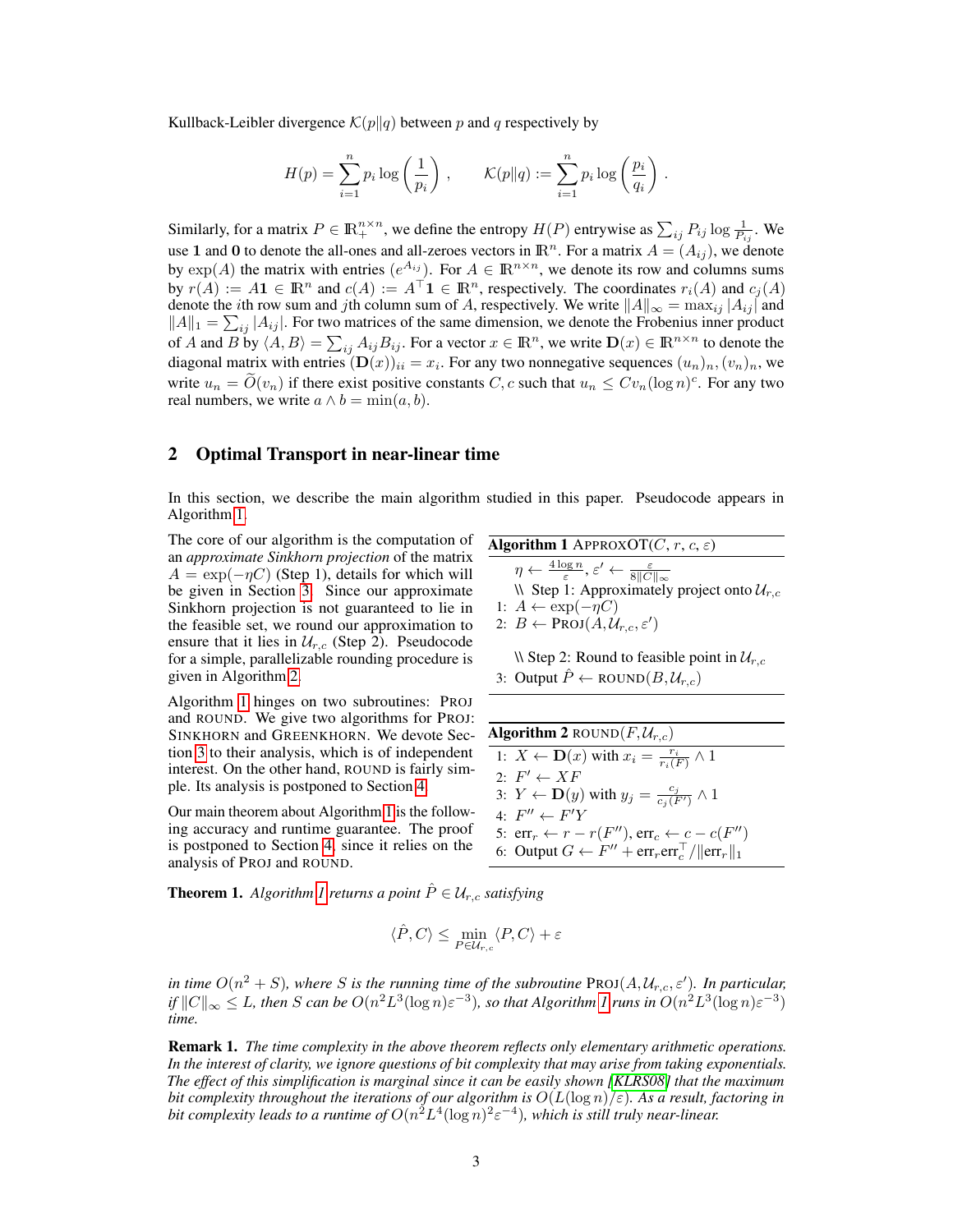Kullback-Leibler divergence $\mathcal{K}(p\|q)$ between $p$ and $q$ respectively by

$$H(p) = \sum_{i=1}^{n} p_i \log\left(\frac{1}{p_i}\right), \qquad \mathcal{K}(p\|q) := \sum_{i=1}^{n} p_i \log\left(\frac{p_i}{q_i}\right).$$

Similarly, for a matrix $P \in \mathbb{R}_+^{n\times n}$, we define the entropy $H(P)$ entrywise as $\sum_{ij} P_{ij} \log \frac{1}{P_{ij}}$. We use $\mathbf{1}$ and $\mathbf{0}$ to denote the all-ones and all-zeroes vectors in $\mathbb{R}^n$. For a matrix $A = (A_{ij})$, we denote by $\exp(A)$ the matrix with entries $(e^{A_{ij}})$. For $A \in \mathbb{R}^{n\times n}$, we denote its row and columns sums by $r(A) := A\mathbf{1} \in \mathbb{R}^n$ and $c(A) := A^\top \mathbf{1} \in \mathbb{R}^n$, respectively. The coordinates $r_i(A)$ and $c_j(A)$ denote the $i$th row sum and $j$th column sum of $A$, respectively. We write $\|A\|_\infty = \max_{ij} |A_{ij}|$ and $\|A\|_1 = \sum_{ij} |A_{ij}|$. For two matrices of the same dimension, we denote the Frobenius inner product of $A$ and $B$ by $\langle A, B\rangle = \sum_{ij} A_{ij}B_{ij}$. For a vector $x \in \mathbb{R}^n$, we write $\mathbf{D}(x) \in \mathbb{R}^{n\times n}$ to denote the diagonal matrix with entries $(\mathbf{D}(x))_{ii} = x_i$. For any two nonnegative sequences $(u_n)_n, (v_n)_n$, we write $u_n = \widetilde{O}(v_n)$ if there exist positive constants $C, c$ such that $u_n \le C v_n (\log n)^c$. For any two real numbers, we write $a \wedge b = \min(a, b)$.

## 2 Optimal Transport in near-linear time

In this section, we describe the main algorithm studied in this paper. Pseudocode appears in Algorithm 1.

The core of our algorithm is the computation of an *approximate Sinkhorn projection* of the matrix $A = \exp(-\eta C)$ (Step 1), details for which will be given in Section 3. Since our approximate Sinkhorn projection is not guaranteed to lie in the feasible set, we round our approximation to ensure that it lies in $\mathcal{U}_{r,c}$ (Step 2). Pseudocode for a simple, parallelizable rounding procedure is given in Algorithm 2.

Algorithm 1 hinges on two subroutines: PROJ and ROUND. We give two algorithms for PROJ: SINKHORN and GREENKHORN. We devote Section 3 to their analysis, which is of independent interest. On the other hand, ROUND is fairly simple. Its analysis is postponed to Section 4.

Our main theorem about Algorithm 1 is the following accuracy and runtime guarantee. The proof is postponed to Section 4, since it relies on the analysis of PROJ and ROUND.

**Algorithm 1** APPROXOT$(C, r, c, \varepsilon)$

```
η ← 4 log n / ε,  ε' ← ε / (8‖C‖_∞)
\\ Step 1: Approximately project onto U_{r,c}
1: A ← exp(−ηC)
2: B ← PROJ(A, U_{r,c}, ε')

\\ Step 2: Round to feasible point in U_{r,c}
3: Output P̂ ← ROUND(B, U_{r,c})
```

**Algorithm 2** ROUND$(F, \mathcal{U}_{r,c})$

```
1: X ← D(x) with x_i = r_i / r_i(F) ∧ 1
2: F' ← XF
3: Y ← D(y) with y_j = c_j / c_j(F') ∧ 1
4: F'' ← F'Y
5: err_r ← r − r(F''), err_c ← c − c(F'')
6: Output G ← F'' + err_r err_c^⊤ / ‖err_r‖_1
```

**Theorem 1.** *Algorithm 1 returns a point $\hat{P} \in \mathcal{U}_{r,c}$ satisfying*

$$\langle \hat{P}, C\rangle \le \min_{P\in\mathcal{U}_{r,c}} \langle P, C\rangle + \varepsilon$$

*in time $O(n^2 + S)$, where $S$ is the running time of the subroutine* PROJ$(A, \mathcal{U}_{r,c}, \varepsilon')$. *In particular, if $\|C\|_\infty \le L$, then $S$ can be $O(n^2 L^3 (\log n)\varepsilon^{-3})$, so that Algorithm 1 runs in $O(n^2 L^3 (\log n)\varepsilon^{-3})$ time.*

**Remark 1.** *The time complexity in the above theorem reflects only elementary arithmetic operations. In the interest of clarity, we ignore questions of bit complexity that may arise from taking exponentials. The effect of this simplification is marginal since it can be easily shown [KLRS08] that the maximum bit complexity throughout the iterations of our algorithm is $O(L(\log n)/\varepsilon)$. As a result, factoring in bit complexity leads to a runtime of $O(n^2 L^4 (\log n)^2 \varepsilon^{-4})$, which is still truly near-linear.*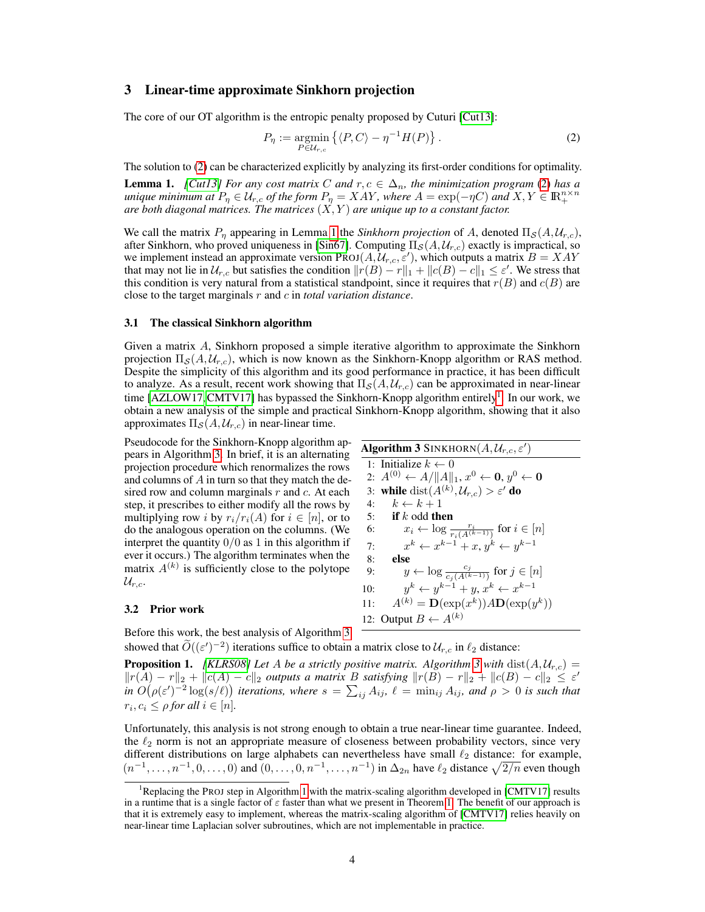## 3 Linear-time approximate Sinkhorn projection

The core of our OT algorithm is the entropic penalty proposed by Cuturi [Cut13]:

$$P_\eta := \underset{P \in \mathcal{U}_{r,c}}{\operatorname{argmin}} \left\{ \langle P, C \rangle - \eta^{-1} H(P) \right\}. \tag{2}$$

The solution to (2) can be characterized explicitly by analyzing its first-order conditions for optimality.

**Lemma 1.** *[Cut13] For any cost matrix $C$ and $r, c \in \Delta_n$, the minimization program (2) has a unique minimum at $P_\eta \in \mathcal{U}_{r,c}$ of the form $P_\eta = XAY$, where $A = \exp(-\eta C)$ and $X, Y \in \mathbb{R}_+^{n \times n}$ are both diagonal matrices. The matrices $(X, Y)$ are unique up to a constant factor.*

We call the matrix $P_\eta$ appearing in Lemma 1 the *Sinkhorn projection* of $A$, denoted $\Pi_{\mathcal{S}}(A, \mathcal{U}_{r,c})$, after Sinkhorn, who proved uniqueness in [Sin67]. Computing $\Pi_{\mathcal{S}}(A, \mathcal{U}_{r,c})$ exactly is impractical, so we implement instead an approximate version $\textsc{Proj}(A, \mathcal{U}_{r,c}, \varepsilon')$, which outputs a matrix $B = XAY$ that may not lie in $\mathcal{U}_{r,c}$ but satisfies the condition $\|r(B) - r\|_1 + \|c(B) - c\|_1 \le \varepsilon'$. We stress that this condition is very natural from a statistical standpoint, since it requires that $r(B)$ and $c(B)$ are close to the target marginals $r$ and $c$ in *total variation distance*.

### 3.1 The classical Sinkhorn algorithm

Given a matrix $A$, Sinkhorn proposed a simple iterative algorithm to approximate the Sinkhorn projection $\Pi_{\mathcal{S}}(A, \mathcal{U}_{r,c})$, which is now known as the Sinkhorn-Knopp algorithm or RAS method. Despite the simplicity of this algorithm and its good performance in practice, it has been difficult to analyze. As a result, recent work showing that $\Pi_{\mathcal{S}}(A, \mathcal{U}_{r,c})$ can be approximated in near-linear time [AZLOW17, CMTV17] has bypassed the Sinkhorn-Knopp algorithm entirely[1]. In our work, we obtain a new analysis of the simple and practical Sinkhorn-Knopp algorithm, showing that it also approximates $\Pi_{\mathcal{S}}(A, \mathcal{U}_{r,c})$ in near-linear time.

Pseudocode for the Sinkhorn-Knopp algorithm appears in Algorithm 3. In brief, it is an alternating projection procedure which renormalizes the rows and columns of $A$ in turn so that they match the desired row and column marginals $r$ and $c$. At each step, it prescribes to either modify all the rows by multiplying row $i$ by $r_i / r_i(A)$ for $i \in [n]$, or to do the analogous operation on the columns. (We interpret the quantity $0/0$ as 1 in this algorithm if ever it occurs.) The algorithm terminates when the matrix $A^{(k)}$ is sufficiently close to the polytope $\mathcal{U}_{r,c}$.

**Algorithm 3** $\textsc{Sinkhorn}(A, \mathcal{U}_{r,c}, \varepsilon')$

```
1:  Initialize k ← 0
2:  A^(0) ← A/‖A‖_1, x^0 ← 0, y^0 ← 0
3:  while dist(A^(k), U_{r,c}) > ε' do
4:     k ← k + 1
5:     if k odd then
6:        x_i ← log( r_i / r_i(A^(k-1)) ) for i ∈ [n]
7:        x^k ← x^(k-1) + x, y^k ← y^(k-1)
8:     else
9:        y ← log( c_j / c_j(A^(k-1)) ) for j ∈ [n]
10:       y^k ← y^(k-1) + y, x^k ← x^(k-1)
11:    A^(k) = D(exp(x^k)) A D(exp(y^k))
12: Output B ← A^(k)
```

### 3.2 Prior work

Before this work, the best analysis of Algorithm 3 showed that $\widetilde{O}((\varepsilon')^{-2})$ iterations suffice to obtain a matrix close to $\mathcal{U}_{r,c}$ in $\ell_2$ distance:

**Proposition 1.** *[KLRS08] Let $A$ be a strictly positive matrix. Algorithm 3 with $\operatorname{dist}(A, \mathcal{U}_{r,c}) = \|r(A) - r\|_2 + \|c(A) - c\|_2$ outputs a matrix $B$ satisfying $\|r(B) - r\|_2 + \|c(B) - c\|_2 \le \varepsilon'$ in $O\big(\rho(\varepsilon')^{-2} \log(s/\ell)\big)$ iterations, where $s = \sum_{ij} A_{ij}$, $\ell = \min_{ij} A_{ij}$, and $\rho > 0$ is such that $r_i, c_i \le \rho$ for all $i \in [n]$.*

Unfortunately, this analysis is not strong enough to obtain a true near-linear time guarantee. Indeed, the $\ell_2$ norm is not an appropriate measure of closeness between probability vectors, since very different distributions on large alphabets can nevertheless have small $\ell_2$ distance: for example, $(n^{-1}, \dots, n^{-1}, 0, \dots, 0)$ and $(0, \dots, 0, n^{-1}, \dots, n^{-1})$ in $\Delta_{2n}$ have $\ell_2$ distance $\sqrt{2/n}$ even though

---

[1] Replacing the $\textsc{Proj}$ step in Algorithm 1 with the matrix-scaling algorithm developed in [CMTV17] results in a runtime that is a single factor of $\varepsilon$ faster than what we present in Theorem 1. The benefit of our approach is that it is extremely easy to implement, whereas the matrix-scaling algorithm of [CMTV17] relies heavily on near-linear time Laplacian solver subroutines, which are not implementable in practice.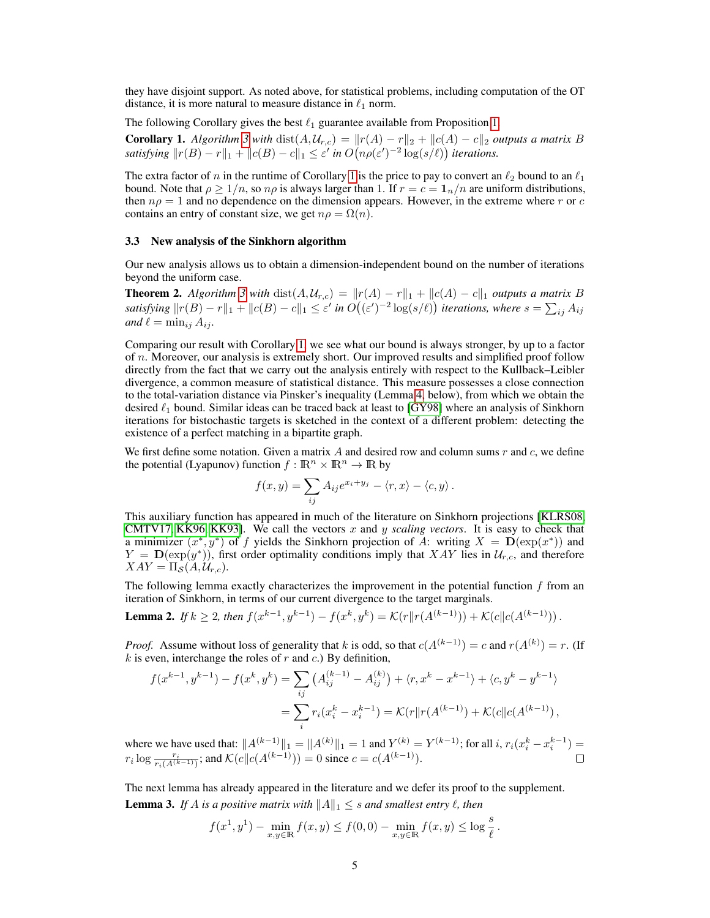they have disjoint support. As noted above, for statistical problems, including computation of the OT distance, it is more natural to measure distance in $\ell_1$ norm.

The following Corollary gives the best $\ell_1$ guarantee available from Proposition 1.

**Corollary 1.** *Algorithm 3 with* $\mathrm{dist}(A, \mathcal{U}_{r,c}) = \|r(A) - r\|_2 + \|c(A) - c\|_2$ *outputs a matrix* $B$ *satisfying* $\|r(B) - r\|_1 + \|c(B) - c\|_1 \le \varepsilon'$ *in* $O\big(n\rho(\varepsilon')^{-2}\log(s/\ell)\big)$ *iterations.*

The extra factor of $n$ in the runtime of Corollary 1 is the price to pay to convert an $\ell_2$ bound to an $\ell_1$ bound. Note that $\rho \ge 1/n$, so $n\rho$ is always larger than 1. If $r = c = \mathbf{1}_n/n$ are uniform distributions, then $n\rho = 1$ and no dependence on the dimension appears. However, in the extreme where $r$ or $c$ contains an entry of constant size, we get $n\rho = \Omega(n)$.

### 3.3 New analysis of the Sinkhorn algorithm

Our new analysis allows us to obtain a dimension-independent bound on the number of iterations beyond the uniform case.

**Theorem 2.** *Algorithm 3 with* $\mathrm{dist}(A, \mathcal{U}_{r,c}) = \|r(A) - r\|_1 + \|c(A) - c\|_1$ *outputs a matrix* $B$ *satisfying* $\|r(B) - r\|_1 + \|c(B) - c\|_1 \le \varepsilon'$ *in* $O\big((\varepsilon')^{-2}\log(s/\ell)\big)$ *iterations, where* $s = \sum_{ij} A_{ij}$ *and* $\ell = \min_{ij} A_{ij}$.

Comparing our result with Corollary 1, we see what our bound is always stronger, by up to a factor of $n$. Moreover, our analysis is extremely short. Our improved results and simplified proof follow directly from the fact that we carry out the analysis entirely with respect to the Kullback–Leibler divergence, a common measure of statistical distance. This measure possesses a close connection to the total-variation distance via Pinsker's inequality (Lemma 4, below), from which we obtain the desired $\ell_1$ bound. Similar ideas can be traced back at least to [GY98] where an analysis of Sinkhorn iterations for bistochastic targets is sketched in the context of a different problem: detecting the existence of a perfect matching in a bipartite graph.

We first define some notation. Given a matrix $A$ and desired row and column sums $r$ and $c$, we define the potential (Lyapunov) function $f : \mathbb{R}^n \times \mathbb{R}^n \to \mathbb{R}$ by

$$f(x, y) = \sum_{ij} A_{ij} e^{x_i + y_j} - \langle r, x \rangle - \langle c, y \rangle .$$

This auxiliary function has appeared in much of the literature on Sinkhorn projections [KLRS08, CMTV17, KK96, KK93]. We call the vectors $x$ and $y$ *scaling vectors*. It is easy to check that a minimizer $(x^*, y^*)$ of $f$ yields the Sinkhorn projection of $A$: writing $X = \mathbf{D}(\exp(x^*))$ and $Y = \mathbf{D}(\exp(y^*))$, first order optimality conditions imply that $XAY$ lies in $\mathcal{U}_{r,c}$, and therefore $XAY = \Pi_{\mathcal{S}}(A, \mathcal{U}_{r,c})$.

The following lemma exactly characterizes the improvement in the potential function $f$ from an iteration of Sinkhorn, in terms of our current divergence to the target marginals.

**Lemma 2.** *If* $k \ge 2$*, then* $f(x^{k-1}, y^{k-1}) - f(x^k, y^k) = \mathcal{K}(r \| r(A^{(k-1)})) + \mathcal{K}(c \| c(A^{(k-1)}))$ *.*

*Proof.* Assume without loss of generality that $k$ is odd, so that $c(A^{(k-1)}) = c$ and $r(A^{(k)}) = r$. (If $k$ is even, interchange the roles of $r$ and $c$.) By definition,

$$\begin{aligned} f(x^{k-1}, y^{k-1}) - f(x^k, y^k) &= \sum_{ij} \big(A^{(k-1)}_{ij} - A^{(k)}_{ij}\big) + \langle r, x^k - x^{k-1} \rangle + \langle c, y^k - y^{k-1} \rangle \\ &= \sum_i r_i (x^k_i - x^{k-1}_i) = \mathcal{K}(r \| r(A^{(k-1)})) + \mathcal{K}(c \| c(A^{(k-1)})) , \end{aligned}$$

where we have used that: $\|A^{(k-1)}\|_1 = \|A^{(k)}\|_1 = 1$ and $Y^{(k)} = Y^{(k-1)}$; for all $i$, $r_i(x^k_i - x^{k-1}_i) = r_i \log \frac{r_i}{r_i(A^{(k-1)})}$; and $\mathcal{K}(c \| c(A^{(k-1)})) = 0$ since $c = c(A^{(k-1)})$. ∎

The next lemma has already appeared in the literature and we defer its proof to the supplement.

**Lemma 3.** *If* $A$ *is a positive matrix with* $\|A\|_1 \le s$ *and smallest entry* $\ell$*, then*

$$f(x^1, y^1) - \min_{x, y \in \mathbb{R}} f(x, y) \le f(0, 0) - \min_{x, y \in \mathbb{R}} f(x, y) \le \log \frac{s}{\ell} .$$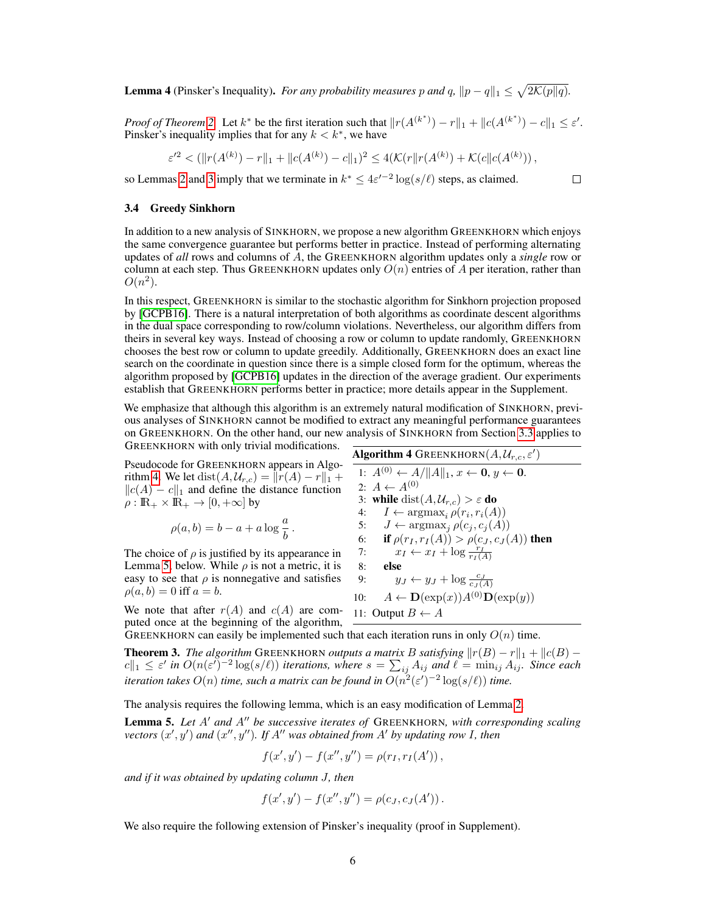**Lemma 4** (Pinsker's Inequality). *For any probability measures $p$ and $q$, $\|p - q\|_1 \leq \sqrt{2\mathcal{K}(p\|q)}$.*

*Proof of Theorem 2.* Let $k^*$ be the first iteration such that $\|r(A^{(k^*)}) - r\|_1 + \|c(A^{(k^*)}) - c\|_1 \leq \varepsilon'$. Pinsker's inequality implies that for any $k < k^*$, we have

$$\varepsilon'^2 < (\|r(A^{(k)}) - r\|_1 + \|c(A^{(k)}) - c\|_1)^2 \leq 4(\mathcal{K}(r\|r(A^{(k)}) + \mathcal{K}(c\|c(A^{(k)}))\,,$$

so Lemmas 2 and 3 imply that we terminate in $k^* \leq 4\varepsilon'^{-2}\log(s/\ell)$ steps, as claimed. $\square$

### 3.4 Greedy Sinkhorn

In addition to a new analysis of SINKHORN, we propose a new algorithm GREENKHORN which enjoys the same convergence guarantee but performs better in practice. Instead of performing alternating updates of *all* rows and columns of $A$, the GREENKHORN algorithm updates only a *single* row or column at each step. Thus GREENKHORN updates only $O(n)$ entries of $A$ per iteration, rather than $O(n^2)$.

In this respect, GREENKHORN is similar to the stochastic algorithm for Sinkhorn projection proposed by [GCPB16]. There is a natural interpretation of both algorithms as coordinate descent algorithms in the dual space corresponding to row/column violations. Nevertheless, our algorithm differs from theirs in several key ways. Instead of choosing a row or column to update randomly, GREENKHORN chooses the best row or column to update greedily. Additionally, GREENKHORN does an exact line search on the coordinate in question since there is a simple closed form for the optimum, whereas the algorithm proposed by [GCPB16] updates in the direction of the average gradient. Our experiments establish that GREENKHORN performs better in practice; more details appear in the Supplement.

We emphasize that although this algorithm is an extremely natural modification of SINKHORN, previous analyses of SINKHORN cannot be modified to extract any meaningful performance guarantees on GREENKHORN. On the other hand, our new analysis of SINKHORN from Section 3.3 applies to GREENKHORN with only trivial modifications.

Pseudocode for GREENKHORN appears in Algorithm 4. We let $\mathrm{dist}(A, \mathcal{U}_{r,c}) = \|r(A) - r\|_1 + \|c(A) - c\|_1$ and define the distance function $\rho : \mathbb{R}_+ \times \mathbb{R}_+ \to [0, +\infty]$ by

$$\rho(a, b) = b - a + a\log\frac{a}{b}\,.$$

The choice of $\rho$ is justified by its appearance in Lemma 5, below. While $\rho$ is not a metric, it is easy to see that $\rho$ is nonnegative and satisfies $\rho(a, b) = 0$ iff $a = b$.

**Algorithm 4** GREENKHORN$(A, \mathcal{U}_{r,c}, \varepsilon')$

```
1: A^(0) ← A/‖A‖_1, x ← 0, y ← 0.
2: A ← A^(0)
3: while dist(A, U_{r,c}) > ε do
4:     I ← argmax_i ρ(r_i, r_i(A))
5:     J ← argmax_j ρ(c_j, c_j(A))
6:     if ρ(r_I, r_I(A)) > ρ(c_J, c_J(A)) then
7:         x_I ← x_I + log (r_I / r_I(A))
8:     else
9:         y_J ← y_J + log (c_J / c_J(A))
10:    A ← D(exp(x)) A^(0) D(exp(y))
11: Output B ← A
```

We note that after $r(A)$ and $c(A)$ are computed once at the beginning of the algorithm, GREENKHORN can easily be implemented such that each iteration runs in only $O(n)$ time.

**Theorem 3.** *The algorithm GREENKHORN outputs a matrix $B$ satisfying $\|r(B) - r\|_1 + \|c(B) - c\|_1 \leq \varepsilon'$ in $O(n(\varepsilon')^{-2}\log(s/\ell))$ iterations, where $s = \sum_{ij} A_{ij}$ and $\ell = \min_{ij} A_{ij}$. Since each iteration takes $O(n)$ time, such a matrix can be found in $O(n^2(\varepsilon')^{-2}\log(s/\ell))$ time.*

The analysis requires the following lemma, which is an easy modification of Lemma 2.

**Lemma 5.** *Let $A'$ and $A''$ be successive iterates of GREENKHORN, with corresponding scaling vectors $(x', y')$ and $(x'', y'')$. If $A''$ was obtained from $A'$ by updating row $I$, then*

$$f(x', y') - f(x'', y'') = \rho(r_I, r_I(A'))\,,$$

*and if it was obtained by updating column $J$, then*

$$f(x', y') - f(x'', y'') = \rho(c_J, c_J(A'))\,.$$

We also require the following extension of Pinsker's inequality (proof in Supplement).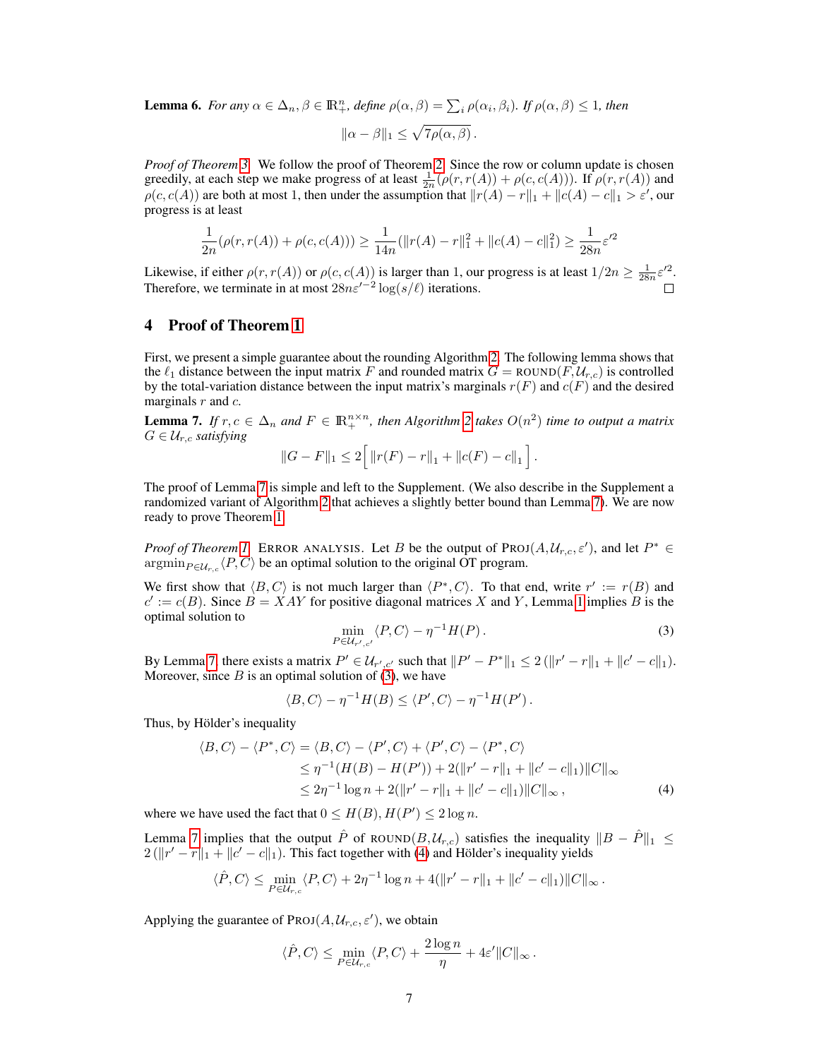**Lemma 6.** *For any $\alpha \in \Delta_n, \beta \in \mathbb{R}^n_+$, define $\rho(\alpha, \beta) = \sum_i \rho(\alpha_i, \beta_i)$. If $\rho(\alpha, \beta) \leq 1$, then*

$$\|\alpha - \beta\|_1 \leq \sqrt{7\rho(\alpha, \beta)}\,.$$

*Proof of Theorem 3.* We follow the proof of Theorem 2. Since the row or column update is chosen greedily, at each step we make progress of at least $\frac{1}{2n}(\rho(r, r(A)) + \rho(c, c(A)))$. If $\rho(r, r(A))$ and $\rho(c, c(A))$ are both at most 1, then under the assumption that $\|r(A) - r\|_1 + \|c(A) - c\|_1 > \varepsilon'$, our progress is at least

$$\frac{1}{2n}(\rho(r, r(A)) + \rho(c, c(A))) \geq \frac{1}{14n}(\|r(A) - r\|_1^2 + \|c(A) - c\|_1^2) \geq \frac{1}{28n}\varepsilon'^2$$

Likewise, if either $\rho(r, r(A))$ or $\rho(c, c(A))$ is larger than 1, our progress is at least $1/2n \geq \frac{1}{28n}\varepsilon'^2$. Therefore, we terminate in at most $28n\varepsilon'^{-2}\log(s/\ell)$ iterations. □

# 4 Proof of Theorem 1

First, we present a simple guarantee about the rounding Algorithm 2. The following lemma shows that the $\ell_1$ distance between the input matrix $F$ and rounded matrix $G = \text{ROUND}(F, \mathcal{U}_{r,c})$ is controlled by the total-variation distance between the input matrix's marginals $r(F)$ and $c(F)$ and the desired marginals $r$ and $c$.

**Lemma 7.** *If $r, c \in \Delta_n$ and $F \in \mathbb{R}_+^{n\times n}$, then Algorithm 2 takes $O(n^2)$ time to output a matrix $G \in \mathcal{U}_{r,c}$ satisfying*

$$\|G - F\|_1 \leq 2\Big[\,\|r(F) - r\|_1 + \|c(F) - c\|_1\Big]\,.$$

The proof of Lemma 7 is simple and left to the Supplement. (We also describe in the Supplement a randomized variant of Algorithm 2 that achieves a slightly better bound than Lemma 7). We are now ready to prove Theorem 1.

*Proof of Theorem 1.* ERROR ANALYSIS. Let $B$ be the output of $\text{PROJ}(A, \mathcal{U}_{r,c}, \varepsilon')$, and let $P^* \in \operatorname{argmin}_{P\in\mathcal{U}_{r,c}}\langle P, C\rangle$ be an optimal solution to the original OT program.

We first show that $\langle B, C\rangle$ is not much larger than $\langle P^*, C\rangle$. To that end, write $r' := r(B)$ and $c' := c(B)$. Since $B = XAY$ for positive diagonal matrices $X$ and $Y$, Lemma 1 implies $B$ is the optimal solution to

$$\min_{P\in\mathcal{U}_{r',c'}} \langle P, C\rangle - \eta^{-1}H(P)\,. \tag{3}$$

By Lemma 7, there exists a matrix $P' \in \mathcal{U}_{r',c'}$ such that $\|P' - P^*\|_1 \leq 2\left(\|r' - r\|_1 + \|c' - c\|_1\right)$. Moreover, since $B$ is an optimal solution of (3), we have

$$\langle B, C\rangle - \eta^{-1}H(B) \leq \langle P', C\rangle - \eta^{-1}H(P')\,.$$

Thus, by Hölder's inequality

$$\begin{aligned}
\langle B, C\rangle - \langle P^*, C\rangle &= \langle B, C\rangle - \langle P', C\rangle + \langle P', C\rangle - \langle P^*, C\rangle \\
&\leq \eta^{-1}(H(B) - H(P')) + 2(\|r' - r\|_1 + \|c' - c\|_1)\|C\|_\infty \\
&\leq 2\eta^{-1}\log n + 2(\|r' - r\|_1 + \|c' - c\|_1)\|C\|_\infty\,,
\end{aligned} \tag{4}$$

where we have used the fact that $0 \leq H(B), H(P') \leq 2\log n$.

Lemma 7 implies that the output $\hat{P}$ of $\text{ROUND}(B, \mathcal{U}_{r,c})$ satisfies the inequality $\|B - \hat{P}\|_1 \leq 2\left(\|r' - r\|_1 + \|c' - c\|_1\right)$. This fact together with (4) and Hölder's inequality yields

$$\langle \hat{P}, C\rangle \leq \min_{P\in\mathcal{U}_{r,c}} \langle P, C\rangle + 2\eta^{-1}\log n + 4(\|r' - r\|_1 + \|c' - c\|_1)\|C\|_\infty\,.$$

Applying the guarantee of $\text{PROJ}(A, \mathcal{U}_{r,c}, \varepsilon')$, we obtain

$$\langle \hat{P}, C\rangle \leq \min_{P\in\mathcal{U}_{r,c}} \langle P, C\rangle + \frac{2\log n}{\eta} + 4\varepsilon'\|C\|_\infty\,.$$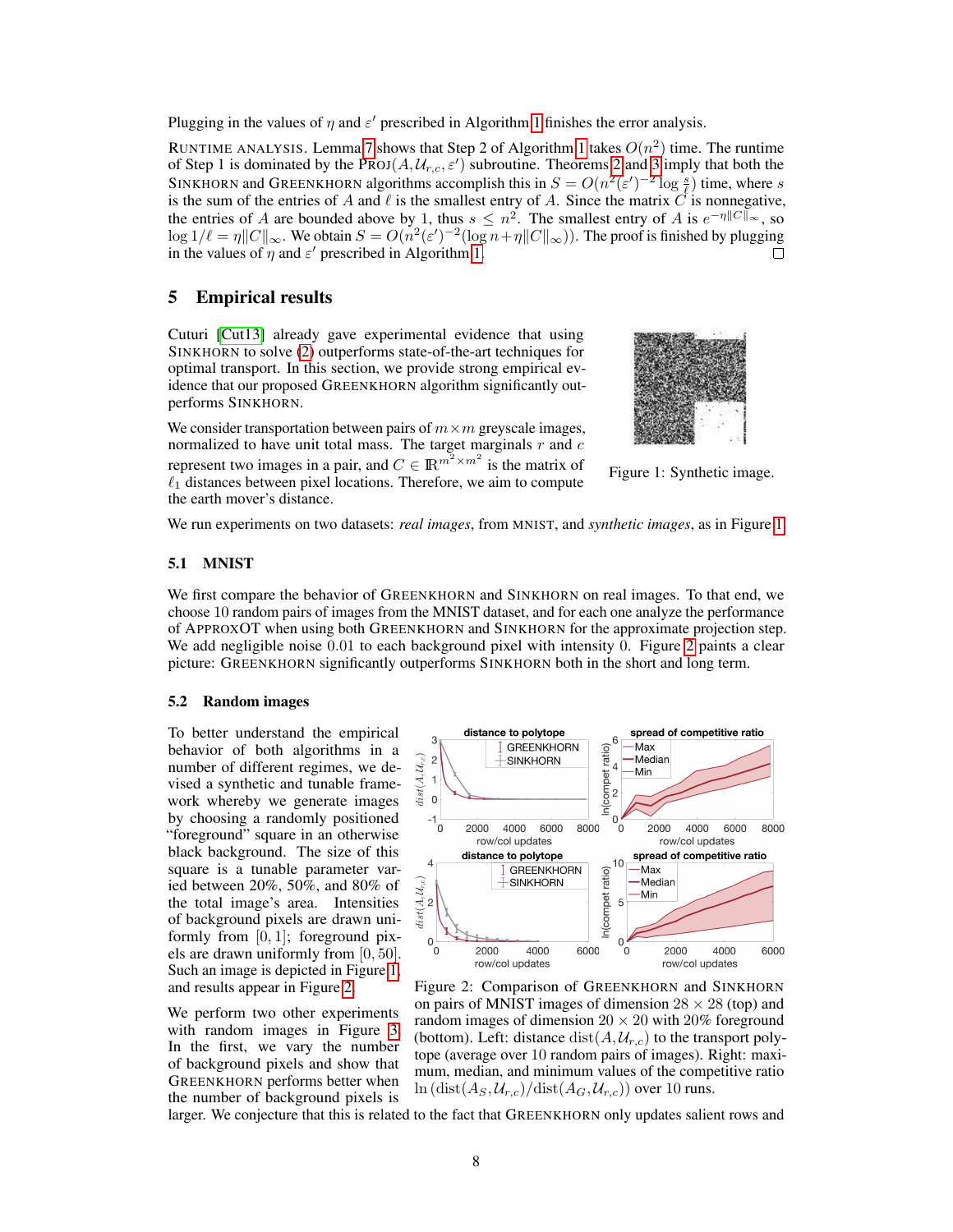Plugging in the values of $\eta$ and $\varepsilon'$ prescribed in Algorithm 1 finishes the error analysis.

RUNTIME ANALYSIS. Lemma 7 shows that Step 2 of Algorithm 1 takes $O(n^2)$ time. The runtime of Step 1 is dominated by the PROJ$(A, \mathcal{U}_{r,c}, \varepsilon')$ subroutine. Theorems 2 and 3 imply that both the SINKHORN and GREENKHORN algorithms accomplish this in $S = O(n^2(\varepsilon')^{-2} \log \frac{s}{\ell})$ time, where $s$ is the sum of the entries of $A$ and $\ell$ is the smallest entry of $A$. Since the matrix $C$ is nonnegative, the entries of $A$ are bounded above by 1, thus $s \le n^2$. The smallest entry of $A$ is $e^{-\eta\|C\|_\infty}$, so $\log 1/\ell = \eta\|C\|_\infty$. We obtain $S = O(n^2(\varepsilon')^{-2}(\log n + \eta\|C\|_\infty))$. The proof is finished by plugging in the values of $\eta$ and $\varepsilon'$ prescribed in Algorithm 1. □

## 5 Empirical results

Cuturi [Cut13] already gave experimental evidence that using SINKHORN to solve (2) outperforms state-of-the-art techniques for optimal transport. In this section, we provide strong empirical evidence that our proposed GREENKHORN algorithm significantly outperforms SINKHORN.

We consider transportation between pairs of $m \times m$ greyscale images, normalized to have unit total mass. The target marginals $r$ and $c$ represent two images in a pair, and $C \in \mathbb{R}^{m^2 \times m^2}$ is the matrix of $\ell_1$ distances between pixel locations. Therefore, we aim to compute the earth mover's distance.

Figure 1: Synthetic image.

We run experiments on two datasets: *real images*, from MNIST, and *synthetic images*, as in Figure 1.

### 5.1 MNIST

We first compare the behavior of GREENKHORN and SINKHORN on real images. To that end, we choose 10 random pairs of images from the MNIST dataset, and for each one analyze the performance of APPROXOT when using both GREENKHORN and SINKHORN for the approximate projection step. We add negligible noise 0.01 to each background pixel with intensity 0. Figure 2 paints a clear picture: GREENKHORN significantly outperforms SINKHORN both in the short and long term.

### 5.2 Random images

To better understand the empirical behavior of both algorithms in a number of different regimes, we devised a synthetic and tunable framework whereby we generate images by choosing a randomly positioned "foreground" square in an otherwise black background. The size of this square is a tunable parameter varied between 20%, 50%, and 80% of the total image's area. Intensities of background pixels are drawn uniformly from $[0, 1]$; foreground pixels are drawn uniformly from $[0, 50]$. Such an image is depicted in Figure 1, and results appear in Figure 2.

Figure 2: Comparison of GREENKHORN and SINKHORN on pairs of MNIST images of dimension $28 \times 28$ (top) and random images of dimension $20 \times 20$ with 20% foreground (bottom). Left: distance $\text{dist}(A, \mathcal{U}_{r,c})$ to the transport polytope (average over 10 random pairs of images). Right: maximum, median, and minimum values of the competitive ratio $\ln(\text{dist}(A_S, \mathcal{U}_{r,c})/\text{dist}(A_G, \mathcal{U}_{r,c}))$ over 10 runs.

We perform two other experiments with random images in Figure 3. In the first, we vary the number of background pixels and show that GREENKHORN performs better when the number of background pixels is larger. We conjecture that this is related to the fact that GREENKHORN only updates salient rows and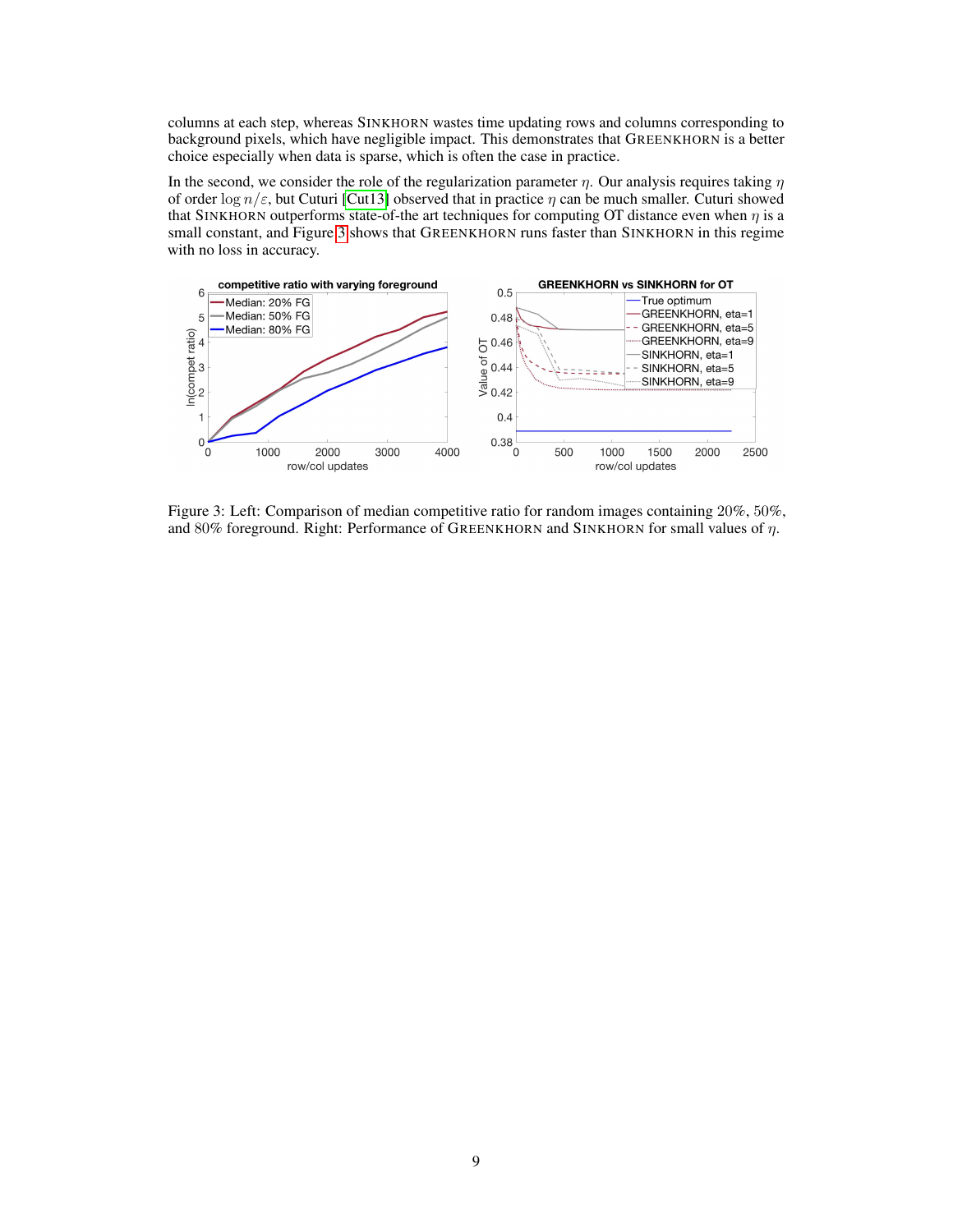columns at each step, whereas SINKHORN wastes time updating rows and columns corresponding to background pixels, which have negligible impact. This demonstrates that GREENKHORN is a better choice especially when data is sparse, which is often the case in practice.

In the second, we consider the role of the regularization parameter $\eta$. Our analysis requires taking $\eta$ of order $\log n/\varepsilon$, but Cuturi [Cut13] observed that in practice $\eta$ can be much smaller. Cuturi showed that SINKHORN outperforms state-of-the art techniques for computing OT distance even when $\eta$ is a small constant, and Figure 3 shows that GREENKHORN runs faster than SINKHORN in this regime with no loss in accuracy.

Figure 3: Left: Comparison of median competitive ratio for random images containing 20%, 50%, and 80% foreground. Right: Performance of GREENKHORN and SINKHORN for small values of $\eta$.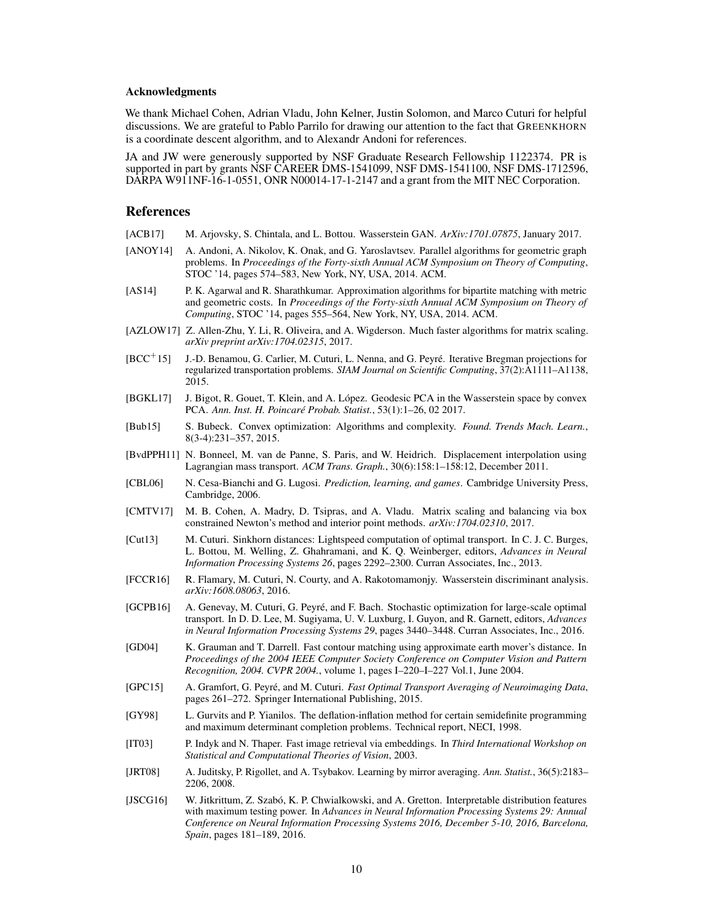### Acknowledgments

We thank Michael Cohen, Adrian Vladu, John Kelner, Justin Solomon, and Marco Cuturi for helpful discussions. We are grateful to Pablo Parrilo for drawing our attention to the fact that GREENKHORN is a coordinate descent algorithm, and to Alexandr Andoni for references.

JA and JW were generously supported by NSF Graduate Research Fellowship 1122374. PR is supported in part by grants NSF CAREER DMS-1541099, NSF DMS-1541100, NSF DMS-1712596, DARPA W911NF-16-1-0551, ONR N00014-17-1-2147 and a grant from the MIT NEC Corporation.

## References

[ACB17] M. Arjovsky, S. Chintala, and L. Bottou. Wasserstein GAN. *ArXiv:1701.07875*, January 2017.

[ANOY14] A. Andoni, A. Nikolov, K. Onak, and G. Yaroslavtsev. Parallel algorithms for geometric graph problems. In *Proceedings of the Forty-sixth Annual ACM Symposium on Theory of Computing*, STOC '14, pages 574–583, New York, NY, USA, 2014. ACM.

[AS14] P. K. Agarwal and R. Sharathkumar. Approximation algorithms for bipartite matching with metric and geometric costs. In *Proceedings of the Forty-sixth Annual ACM Symposium on Theory of Computing*, STOC '14, pages 555–564, New York, NY, USA, 2014. ACM.

[AZLOW17] Z. Allen-Zhu, Y. Li, R. Oliveira, and A. Wigderson. Much faster algorithms for matrix scaling. *arXiv preprint arXiv:1704.02315*, 2017.

[BCC+15] J.-D. Benamou, G. Carlier, M. Cuturi, L. Nenna, and G. Peyré. Iterative Bregman projections for regularized transportation problems. *SIAM Journal on Scientific Computing*, 37(2):A1111–A1138, 2015.

[BGKL17] J. Bigot, R. Gouet, T. Klein, and A. López. Geodesic PCA in the Wasserstein space by convex PCA. *Ann. Inst. H. Poincaré Probab. Statist.*, 53(1):1–26, 02 2017.

[Bub15] S. Bubeck. Convex optimization: Algorithms and complexity. *Found. Trends Mach. Learn.*, 8(3-4):231–357, 2015.

[BvdPPH11] N. Bonneel, M. van de Panne, S. Paris, and W. Heidrich. Displacement interpolation using Lagrangian mass transport. *ACM Trans. Graph.*, 30(6):158:1–158:12, December 2011.

[CBL06] N. Cesa-Bianchi and G. Lugosi. *Prediction, learning, and games*. Cambridge University Press, Cambridge, 2006.

[CMTV17] M. B. Cohen, A. Madry, D. Tsipras, and A. Vladu. Matrix scaling and balancing via box constrained Newton's method and interior point methods. *arXiv:1704.02310*, 2017.

[Cut13] M. Cuturi. Sinkhorn distances: Lightspeed computation of optimal transport. In C. J. C. Burges, L. Bottou, M. Welling, Z. Ghahramani, and K. Q. Weinberger, editors, *Advances in Neural Information Processing Systems 26*, pages 2292–2300. Curran Associates, Inc., 2013.

[FCCR16] R. Flamary, M. Cuturi, N. Courty, and A. Rakotomamonjy. Wasserstein discriminant analysis. *arXiv:1608.08063*, 2016.

[GCPB16] A. Genevay, M. Cuturi, G. Peyré, and F. Bach. Stochastic optimization for large-scale optimal transport. In D. D. Lee, M. Sugiyama, U. V. Luxburg, I. Guyon, and R. Garnett, editors, *Advances in Neural Information Processing Systems 29*, pages 3440–3448. Curran Associates, Inc., 2016.

[GD04] K. Grauman and T. Darrell. Fast contour matching using approximate earth mover's distance. In *Proceedings of the 2004 IEEE Computer Society Conference on Computer Vision and Pattern Recognition, 2004. CVPR 2004.*, volume 1, pages I–220–I–227 Vol.1, June 2004.

[GPC15] A. Gramfort, G. Peyré, and M. Cuturi. *Fast Optimal Transport Averaging of Neuroimaging Data*, pages 261–272. Springer International Publishing, 2015.

[GY98] L. Gurvits and P. Yianilos. The deflation-inflation method for certain semidefinite programming and maximum determinant completion problems. Technical report, NECI, 1998.

[IT03] P. Indyk and N. Thaper. Fast image retrieval via embeddings. In *Third International Workshop on Statistical and Computational Theories of Vision*, 2003.

[JRT08] A. Juditsky, P. Rigollet, and A. Tsybakov. Learning by mirror averaging. *Ann. Statist.*, 36(5):2183–2206, 2008.

[JSCG16] W. Jitkrittum, Z. Szabó, K. P. Chwialkowski, and A. Gretton. Interpretable distribution features with maximum testing power. In *Advances in Neural Information Processing Systems 29: Annual Conference on Neural Information Processing Systems 2016, December 5-10, 2016, Barcelona, Spain*, pages 181–189, 2016.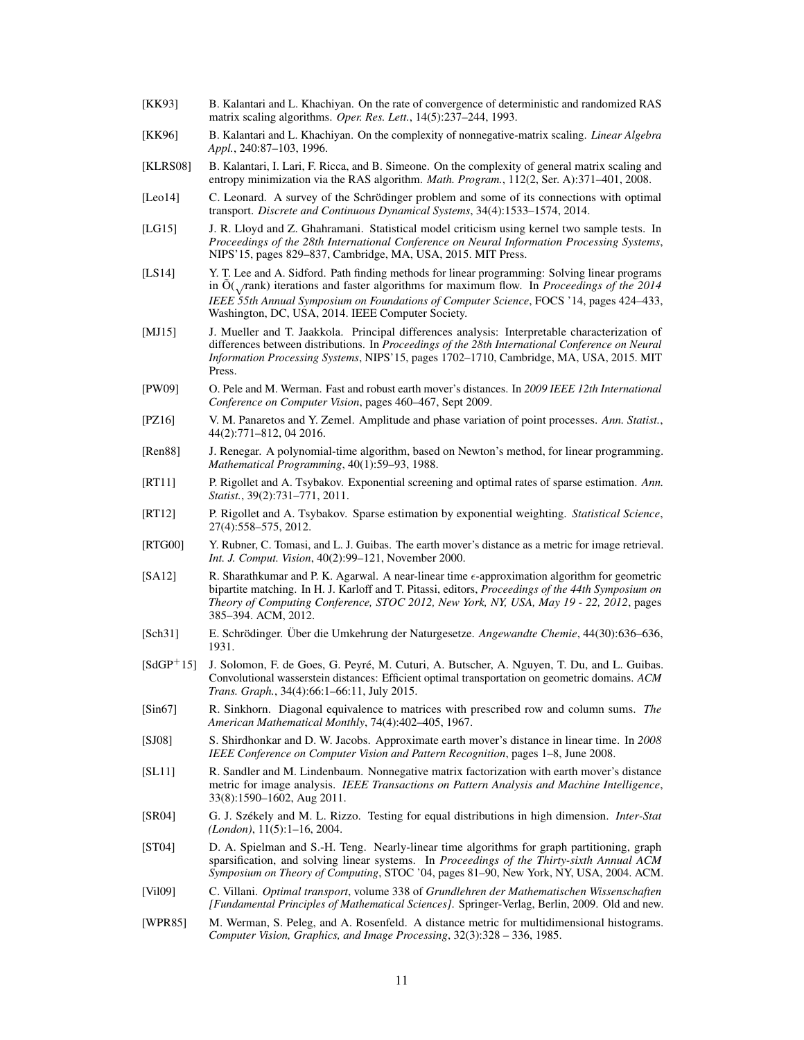[KK93] B. Kalantari and L. Khachiyan. On the rate of convergence of deterministic and randomized RAS matrix scaling algorithms. *Oper. Res. Lett.*, 14(5):237–244, 1993.

[KK96] B. Kalantari and L. Khachiyan. On the complexity of nonnegative-matrix scaling. *Linear Algebra Appl.*, 240:87–103, 1996.

[KLRS08] B. Kalantari, I. Lari, F. Ricca, and B. Simeone. On the complexity of general matrix scaling and entropy minimization via the RAS algorithm. *Math. Program.*, 112(2, Ser. A):371–401, 2008.

[Leo14] C. Leonard. A survey of the Schrödinger problem and some of its connections with optimal transport. *Discrete and Continuous Dynamical Systems*, 34(4):1533–1574, 2014.

[LG15] J. R. Lloyd and Z. Ghahramani. Statistical model criticism using kernel two sample tests. In *Proceedings of the 28th International Conference on Neural Information Processing Systems*, NIPS'15, pages 829–837, Cambridge, MA, USA, 2015. MIT Press.

[LS14] Y. T. Lee and A. Sidford. Path finding methods for linear programming: Solving linear programs in $\tilde{O}(\sqrt{\text{rank}})$ iterations and faster algorithms for maximum flow. In *Proceedings of the 2014 IEEE 55th Annual Symposium on Foundations of Computer Science*, FOCS '14, pages 424–433, Washington, DC, USA, 2014. IEEE Computer Society.

[MJ15] J. Mueller and T. Jaakkola. Principal differences analysis: Interpretable characterization of differences between distributions. In *Proceedings of the 28th International Conference on Neural Information Processing Systems*, NIPS'15, pages 1702–1710, Cambridge, MA, USA, 2015. MIT Press.

[PW09] O. Pele and M. Werman. Fast and robust earth mover's distances. In *2009 IEEE 12th International Conference on Computer Vision*, pages 460–467, Sept 2009.

[PZ16] V. M. Panaretos and Y. Zemel. Amplitude and phase variation of point processes. *Ann. Statist.*, 44(2):771–812, 04 2016.

[Ren88] J. Renegar. A polynomial-time algorithm, based on Newton's method, for linear programming. *Mathematical Programming*, 40(1):59–93, 1988.

[RT11] P. Rigollet and A. Tsybakov. Exponential screening and optimal rates of sparse estimation. *Ann. Statist.*, 39(2):731–771, 2011.

[RT12] P. Rigollet and A. Tsybakov. Sparse estimation by exponential weighting. *Statistical Science*, 27(4):558–575, 2012.

[RTG00] Y. Rubner, C. Tomasi, and L. J. Guibas. The earth mover's distance as a metric for image retrieval. *Int. J. Comput. Vision*, 40(2):99–121, November 2000.

[SA12] R. Sharathkumar and P. K. Agarwal. A near-linear time $\epsilon$-approximation algorithm for geometric bipartite matching. In H. J. Karloff and T. Pitassi, editors, *Proceedings of the 44th Symposium on Theory of Computing Conference, STOC 2012, New York, NY, USA, May 19 - 22, 2012*, pages 385–394. ACM, 2012.

[Sch31] E. Schrödinger. Über die Umkehrung der Naturgesetze. *Angewandte Chemie*, 44(30):636–636, 1931.

[SdGP+15] J. Solomon, F. de Goes, G. Peyré, M. Cuturi, A. Butscher, A. Nguyen, T. Du, and L. Guibas. Convolutional wasserstein distances: Efficient optimal transportation on geometric domains. *ACM Trans. Graph.*, 34(4):66:1–66:11, July 2015.

[Sin67] R. Sinkhorn. Diagonal equivalence to matrices with prescribed row and column sums. *The American Mathematical Monthly*, 74(4):402–405, 1967.

[SJ08] S. Shirdhonkar and D. W. Jacobs. Approximate earth mover's distance in linear time. In *2008 IEEE Conference on Computer Vision and Pattern Recognition*, pages 1–8, June 2008.

[SL11] R. Sandler and M. Lindenbaum. Nonnegative matrix factorization with earth mover's distance metric for image analysis. *IEEE Transactions on Pattern Analysis and Machine Intelligence*, 33(8):1590–1602, Aug 2011.

[SR04] G. J. Székely and M. L. Rizzo. Testing for equal distributions in high dimension. *Inter-Stat (London)*, 11(5):1–16, 2004.

[ST04] D. A. Spielman and S.-H. Teng. Nearly-linear time algorithms for graph partitioning, graph sparsification, and solving linear systems. In *Proceedings of the Thirty-sixth Annual ACM Symposium on Theory of Computing*, STOC '04, pages 81–90, New York, NY, USA, 2004. ACM.

[Vil09] C. Villani. *Optimal transport*, volume 338 of *Grundlehren der Mathematischen Wissenschaften [Fundamental Principles of Mathematical Sciences]*. Springer-Verlag, Berlin, 2009. Old and new.

[WPR85] M. Werman, S. Peleg, and A. Rosenfeld. A distance metric for multidimensional histograms. *Computer Vision, Graphics, and Image Processing*, 32(3):328 – 336, 1985.